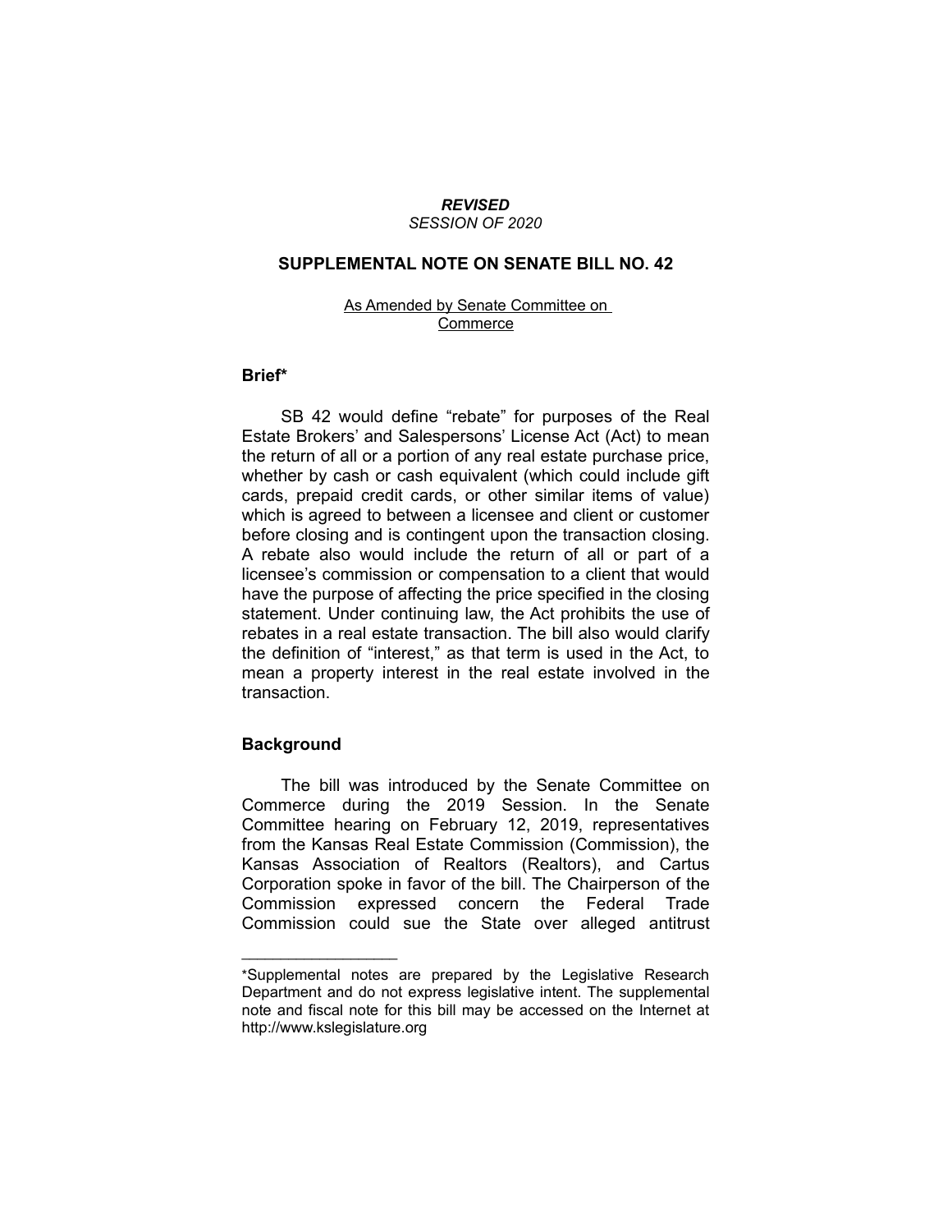***REVISED***
*SESSION OF 2020*

## SUPPLEMENTAL NOTE ON SENATE BILL NO. 42

As Amended by Senate Committee on Commerce

### Brief*

SB 42 would define "rebate" for purposes of the Real Estate Brokers' and Salespersons' License Act (Act) to mean the return of all or a portion of any real estate purchase price, whether by cash or cash equivalent (which could include gift cards, prepaid credit cards, or other similar items of value) which is agreed to between a licensee and client or customer before closing and is contingent upon the transaction closing. A rebate also would include the return of all or part of a licensee's commission or compensation to a client that would have the purpose of affecting the price specified in the closing statement. Under continuing law, the Act prohibits the use of rebates in a real estate transaction. The bill also would clarify the definition of "interest," as that term is used in the Act, to mean a property interest in the real estate involved in the transaction.

### Background

The bill was introduced by the Senate Committee on Commerce during the 2019 Session. In the Senate Committee hearing on February 12, 2019, representatives from the Kansas Real Estate Commission (Commission), the Kansas Association of Realtors (Realtors), and Cartus Corporation spoke in favor of the bill. The Chairperson of the Commission expressed concern the Federal Trade Commission could sue the State over alleged antitrust

---

*Supplemental notes are prepared by the Legislative Research Department and do not express legislative intent. The supplemental note and fiscal note for this bill may be accessed on the Internet at http://www.kslegislature.org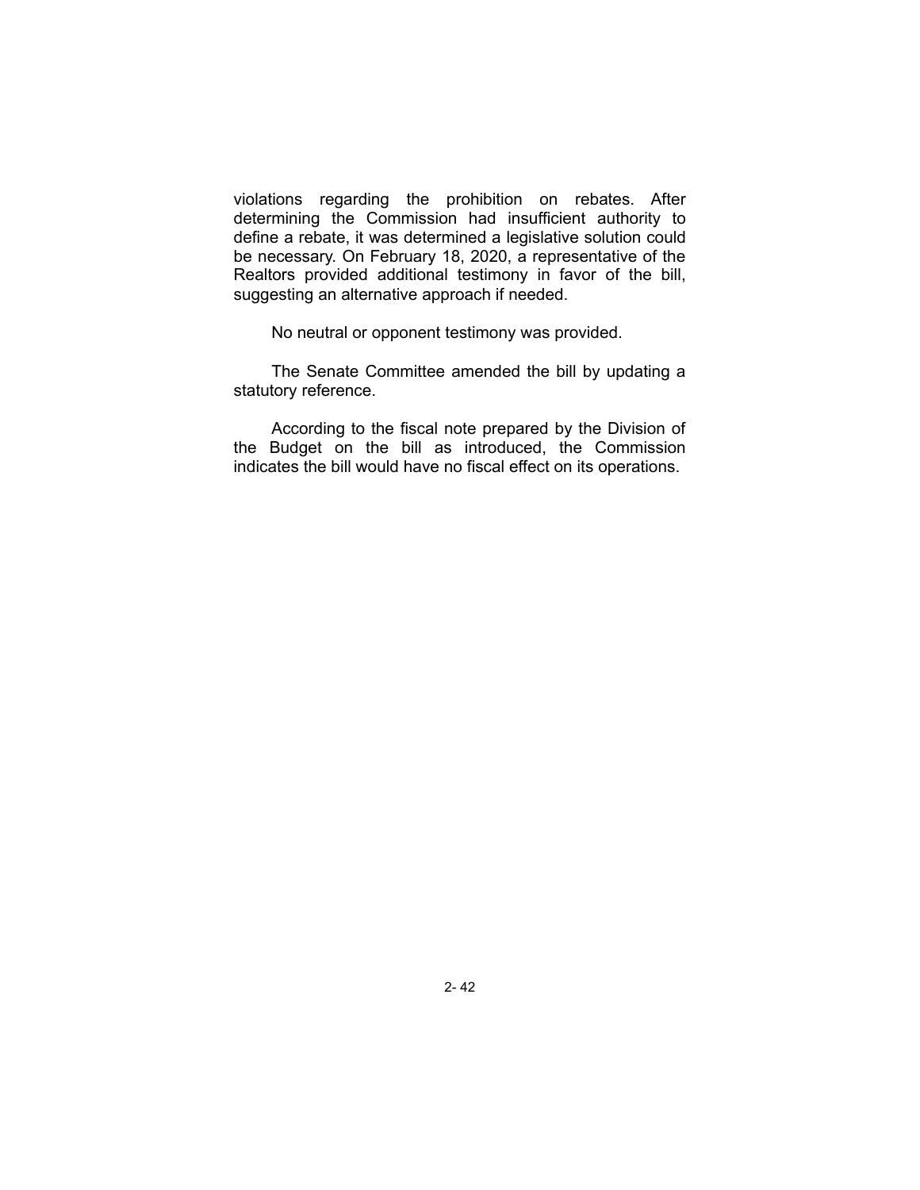violations regarding the prohibition on rebates. After determining the Commission had insufficient authority to define a rebate, it was determined a legislative solution could be necessary. On February 18, 2020, a representative of the Realtors provided additional testimony in favor of the bill, suggesting an alternative approach if needed.

No neutral or opponent testimony was provided.

The Senate Committee amended the bill by updating a statutory reference.

According to the fiscal note prepared by the Division of the Budget on the bill as introduced, the Commission indicates the bill would have no fiscal effect on its operations.